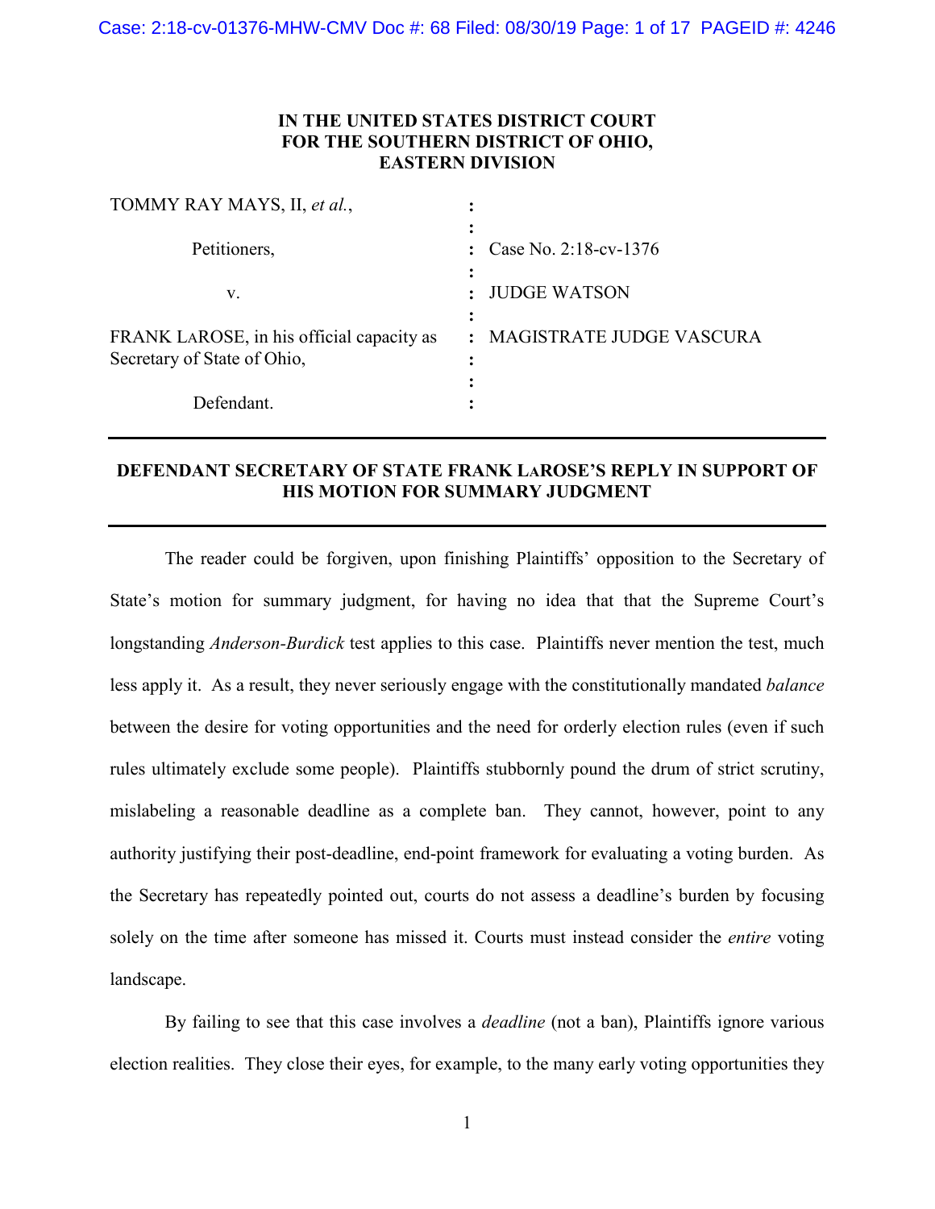**IN THE UNITED STATES DISTRICT COURT**
**FOR THE SOUTHERN DISTRICT OF OHIO,**
**EASTERN DIVISION**

| | | |
|---|---|---|
| TOMMY RAY MAYS, II, *et al.*, | : | |
| | : | |
| Petitioners, | : | Case No. 2:18-cv-1376 |
| | : | |
| v. | : | JUDGE WATSON |
| | : | |
| FRANK LAROSE, in his official capacity as Secretary of State of Ohio, | : | MAGISTRATE JUDGE VASCURA |
| | : | |
| Defendant. | : | |

**DEFENDANT SECRETARY OF STATE FRANK LAROSE'S REPLY IN SUPPORT OF HIS MOTION FOR SUMMARY JUDGMENT**

The reader could be forgiven, upon finishing Plaintiffs' opposition to the Secretary of State's motion for summary judgment, for having no idea that that the Supreme Court's longstanding *Anderson-Burdick* test applies to this case. Plaintiffs never mention the test, much less apply it. As a result, they never seriously engage with the constitutionally mandated *balance* between the desire for voting opportunities and the need for orderly election rules (even if such rules ultimately exclude some people). Plaintiffs stubbornly pound the drum of strict scrutiny, mislabeling a reasonable deadline as a complete ban. They cannot, however, point to any authority justifying their post-deadline, end-point framework for evaluating a voting burden. As the Secretary has repeatedly pointed out, courts do not assess a deadline's burden by focusing solely on the time after someone has missed it. Courts must instead consider the *entire* voting landscape.

By failing to see that this case involves a *deadline* (not a ban), Plaintiffs ignore various election realities. They close their eyes, for example, to the many early voting opportunities they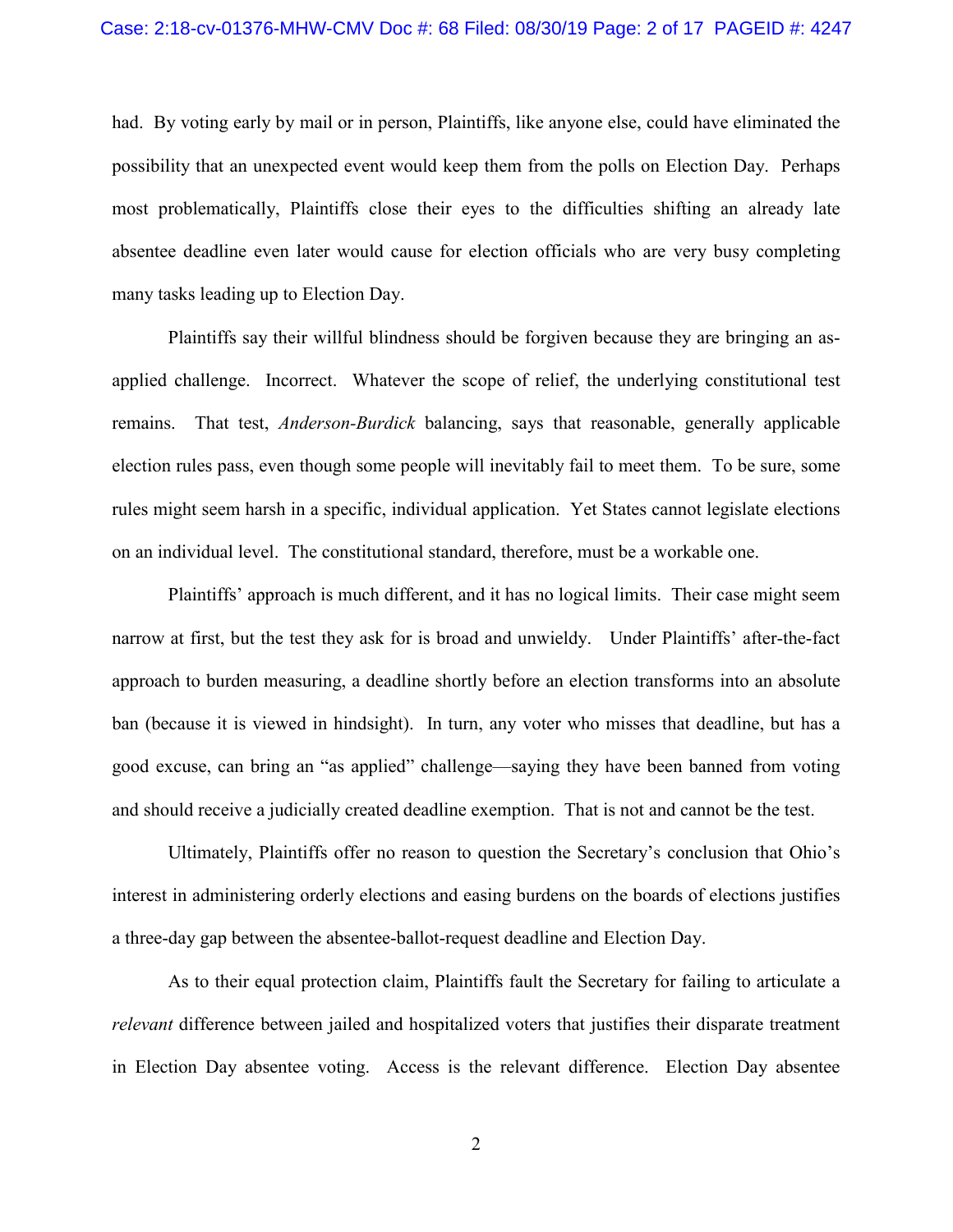had. By voting early by mail or in person, Plaintiffs, like anyone else, could have eliminated the possibility that an unexpected event would keep them from the polls on Election Day. Perhaps most problematically, Plaintiffs close their eyes to the difficulties shifting an already late absentee deadline even later would cause for election officials who are very busy completing many tasks leading up to Election Day.

Plaintiffs say their willful blindness should be forgiven because they are bringing an as-applied challenge. Incorrect. Whatever the scope of relief, the underlying constitutional test remains. That test, *Anderson-Burdick* balancing, says that reasonable, generally applicable election rules pass, even though some people will inevitably fail to meet them. To be sure, some rules might seem harsh in a specific, individual application. Yet States cannot legislate elections on an individual level. The constitutional standard, therefore, must be a workable one.

Plaintiffs' approach is much different, and it has no logical limits. Their case might seem narrow at first, but the test they ask for is broad and unwieldy. Under Plaintiffs' after-the-fact approach to burden measuring, a deadline shortly before an election transforms into an absolute ban (because it is viewed in hindsight). In turn, any voter who misses that deadline, but has a good excuse, can bring an "as applied" challenge—saying they have been banned from voting and should receive a judicially created deadline exemption. That is not and cannot be the test.

Ultimately, Plaintiffs offer no reason to question the Secretary's conclusion that Ohio's interest in administering orderly elections and easing burdens on the boards of elections justifies a three-day gap between the absentee-ballot-request deadline and Election Day.

As to their equal protection claim, Plaintiffs fault the Secretary for failing to articulate a *relevant* difference between jailed and hospitalized voters that justifies their disparate treatment in Election Day absentee voting. Access is the relevant difference. Election Day absentee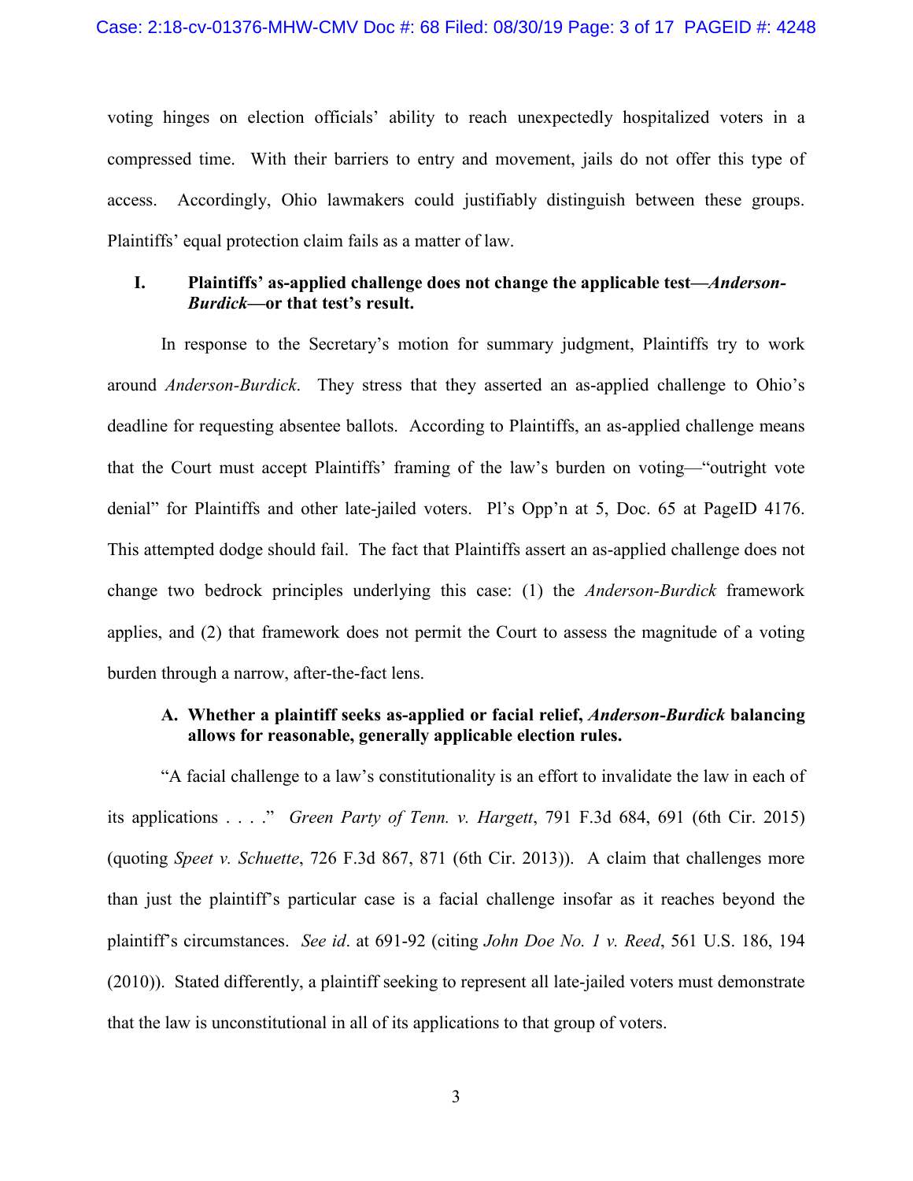voting hinges on election officials' ability to reach unexpectedly hospitalized voters in a compressed time. With their barriers to entry and movement, jails do not offer this type of access. Accordingly, Ohio lawmakers could justifiably distinguish between these groups. Plaintiffs' equal protection claim fails as a matter of law.

## I. Plaintiffs' as-applied challenge does not change the applicable test—*Anderson-Burdick*—or that test's result.

In response to the Secretary's motion for summary judgment, Plaintiffs try to work around *Anderson-Burdick*. They stress that they asserted an as-applied challenge to Ohio's deadline for requesting absentee ballots. According to Plaintiffs, an as-applied challenge means that the Court must accept Plaintiffs' framing of the law's burden on voting—"outright vote denial" for Plaintiffs and other late-jailed voters. Pl's Opp'n at 5, Doc. 65 at PageID 4176. This attempted dodge should fail. The fact that Plaintiffs assert an as-applied challenge does not change two bedrock principles underlying this case: (1) the *Anderson-Burdick* framework applies, and (2) that framework does not permit the Court to assess the magnitude of a voting burden through a narrow, after-the-fact lens.

### A. Whether a plaintiff seeks as-applied or facial relief, *Anderson-Burdick* balancing allows for reasonable, generally applicable election rules.

"A facial challenge to a law's constitutionality is an effort to invalidate the law in each of its applications . . . ." *Green Party of Tenn. v. Hargett*, 791 F.3d 684, 691 (6th Cir. 2015) (quoting *Speet v. Schuette*, 726 F.3d 867, 871 (6th Cir. 2013)). A claim that challenges more than just the plaintiff's particular case is a facial challenge insofar as it reaches beyond the plaintiff's circumstances. *See id*. at 691-92 (citing *John Doe No. 1 v. Reed*, 561 U.S. 186, 194 (2010)). Stated differently, a plaintiff seeking to represent all late-jailed voters must demonstrate that the law is unconstitutional in all of its applications to that group of voters.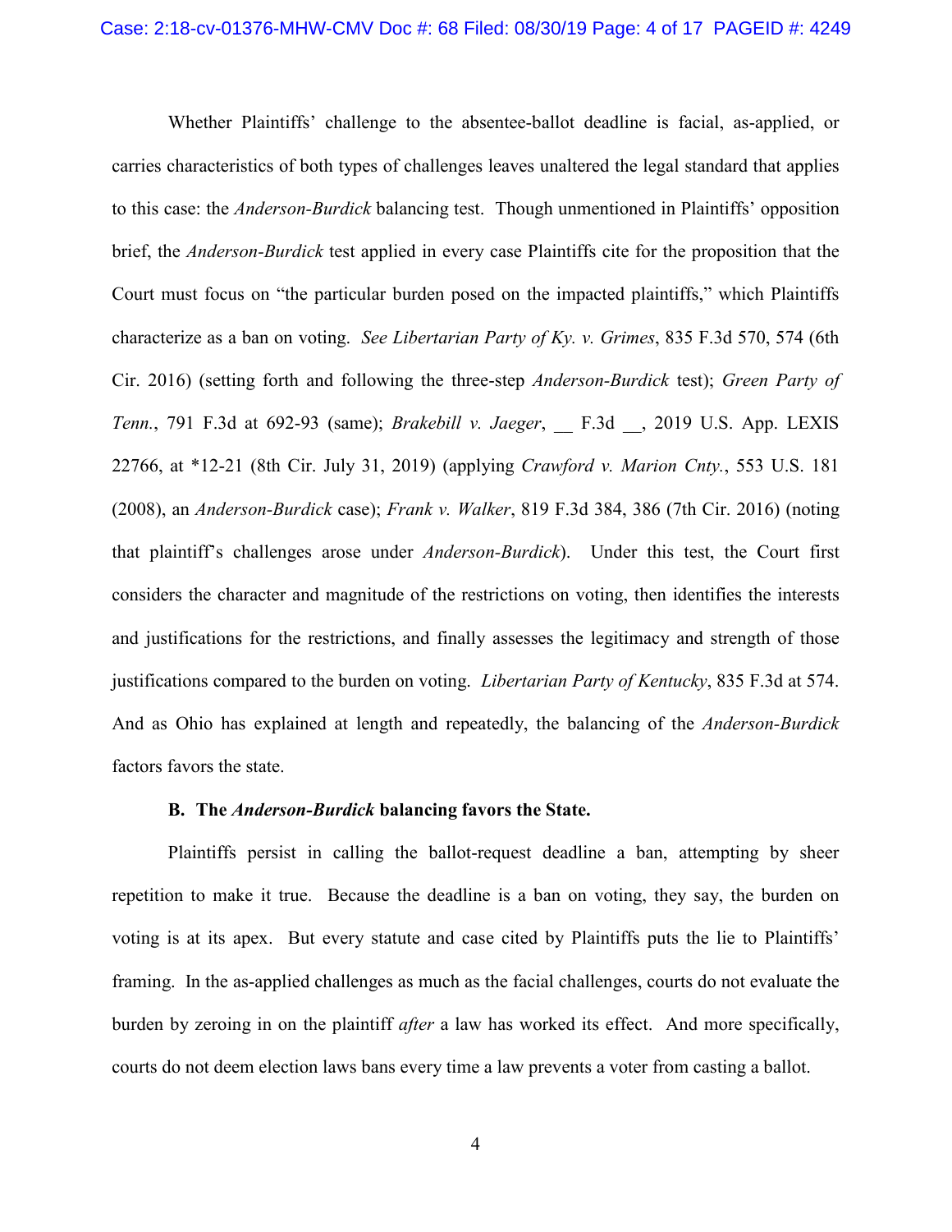Whether Plaintiffs' challenge to the absentee-ballot deadline is facial, as-applied, or carries characteristics of both types of challenges leaves unaltered the legal standard that applies to this case: the *Anderson-Burdick* balancing test. Though unmentioned in Plaintiffs' opposition brief, the *Anderson-Burdick* test applied in every case Plaintiffs cite for the proposition that the Court must focus on "the particular burden posed on the impacted plaintiffs," which Plaintiffs characterize as a ban on voting. *See Libertarian Party of Ky. v. Grimes*, 835 F.3d 570, 574 (6th Cir. 2016) (setting forth and following the three-step *Anderson-Burdick* test); *Green Party of Tenn.*, 791 F.3d at 692-93 (same); *Brakebill v. Jaeger*, __ F.3d __, 2019 U.S. App. LEXIS 22766, at *12-21 (8th Cir. July 31, 2019) (applying *Crawford v. Marion Cnty.*, 553 U.S. 181 (2008), an *Anderson-Burdick* case); *Frank v. Walker*, 819 F.3d 384, 386 (7th Cir. 2016) (noting that plaintiff's challenges arose under *Anderson-Burdick*). Under this test, the Court first considers the character and magnitude of the restrictions on voting, then identifies the interests and justifications for the restrictions, and finally assesses the legitimacy and strength of those justifications compared to the burden on voting. *Libertarian Party of Kentucky*, 835 F.3d at 574. And as Ohio has explained at length and repeatedly, the balancing of the *Anderson-Burdick* factors favors the state.

### B. The *Anderson-Burdick* balancing favors the State.

Plaintiffs persist in calling the ballot-request deadline a ban, attempting by sheer repetition to make it true. Because the deadline is a ban on voting, they say, the burden on voting is at its apex. But every statute and case cited by Plaintiffs puts the lie to Plaintiffs' framing. In the as-applied challenges as much as the facial challenges, courts do not evaluate the burden by zeroing in on the plaintiff *after* a law has worked its effect. And more specifically, courts do not deem election laws bans every time a law prevents a voter from casting a ballot.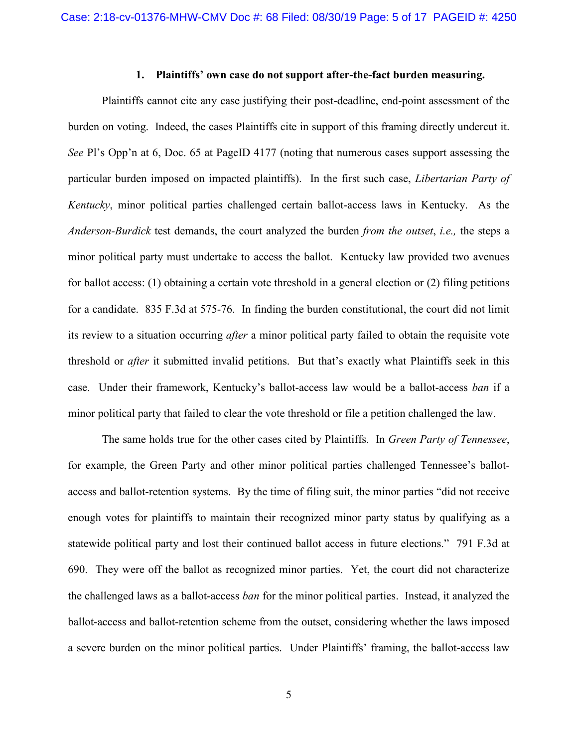### 1. Plaintiffs' own case do not support after-the-fact burden measuring.

Plaintiffs cannot cite any case justifying their post-deadline, end-point assessment of the burden on voting. Indeed, the cases Plaintiffs cite in support of this framing directly undercut it. *See* Pl's Opp'n at 6, Doc. 65 at PageID 4177 (noting that numerous cases support assessing the particular burden imposed on impacted plaintiffs). In the first such case, *Libertarian Party of Kentucky*, minor political parties challenged certain ballot-access laws in Kentucky. As the *Anderson-Burdick* test demands, the court analyzed the burden *from the outset*, *i.e.,* the steps a minor political party must undertake to access the ballot. Kentucky law provided two avenues for ballot access: (1) obtaining a certain vote threshold in a general election or (2) filing petitions for a candidate. 835 F.3d at 575-76. In finding the burden constitutional, the court did not limit its review to a situation occurring *after* a minor political party failed to obtain the requisite vote threshold or *after* it submitted invalid petitions. But that's exactly what Plaintiffs seek in this case. Under their framework, Kentucky's ballot-access law would be a ballot-access *ban* if a minor political party that failed to clear the vote threshold or file a petition challenged the law.

The same holds true for the other cases cited by Plaintiffs. In *Green Party of Tennessee*, for example, the Green Party and other minor political parties challenged Tennessee's ballot-access and ballot-retention systems. By the time of filing suit, the minor parties "did not receive enough votes for plaintiffs to maintain their recognized minor party status by qualifying as a statewide political party and lost their continued ballot access in future elections." 791 F.3d at 690. They were off the ballot as recognized minor parties. Yet, the court did not characterize the challenged laws as a ballot-access *ban* for the minor political parties. Instead, it analyzed the ballot-access and ballot-retention scheme from the outset, considering whether the laws imposed a severe burden on the minor political parties. Under Plaintiffs' framing, the ballot-access law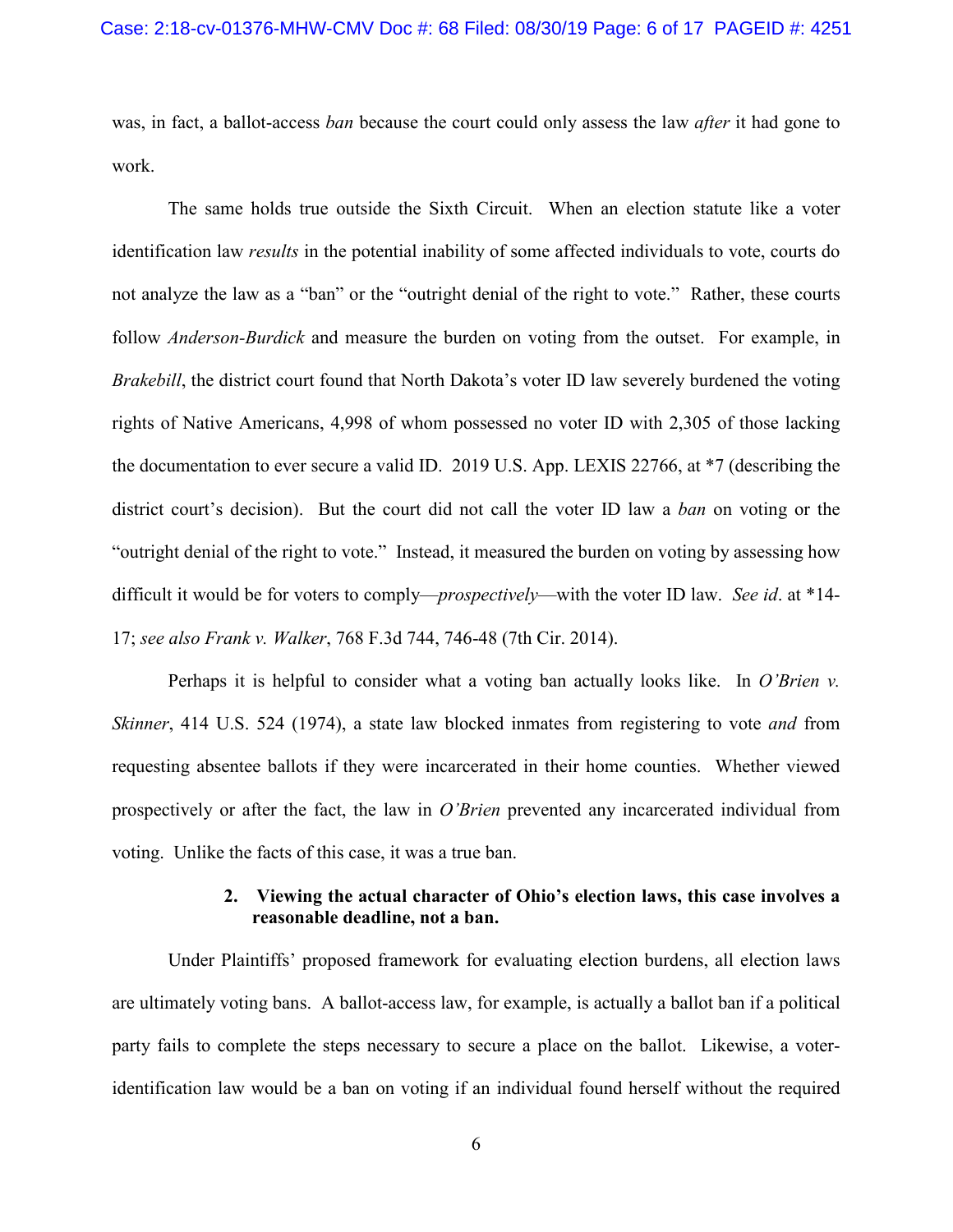was, in fact, a ballot-access *ban* because the court could only assess the law *after* it had gone to work.

The same holds true outside the Sixth Circuit. When an election statute like a voter identification law *results* in the potential inability of some affected individuals to vote, courts do not analyze the law as a "ban" or the "outright denial of the right to vote." Rather, these courts follow *Anderson-Burdick* and measure the burden on voting from the outset. For example, in *Brakebill*, the district court found that North Dakota's voter ID law severely burdened the voting rights of Native Americans, 4,998 of whom possessed no voter ID with 2,305 of those lacking the documentation to ever secure a valid ID. 2019 U.S. App. LEXIS 22766, at *7 (describing the district court's decision). But the court did not call the voter ID law a *ban* on voting or the "outright denial of the right to vote." Instead, it measured the burden on voting by assessing how difficult it would be for voters to comply—*prospectively*—with the voter ID law. *See id*. at *14-17; *see also Frank v. Walker*, 768 F.3d 744, 746-48 (7th Cir. 2014).

Perhaps it is helpful to consider what a voting ban actually looks like. In *O'Brien v. Skinner*, 414 U.S. 524 (1974), a state law blocked inmates from registering to vote *and* from requesting absentee ballots if they were incarcerated in their home counties. Whether viewed prospectively or after the fact, the law in *O'Brien* prevented any incarcerated individual from voting. Unlike the facts of this case, it was a true ban.

**2. Viewing the actual character of Ohio's election laws, this case involves a reasonable deadline, not a ban.**

Under Plaintiffs' proposed framework for evaluating election burdens, all election laws are ultimately voting bans. A ballot-access law, for example, is actually a ballot ban if a political party fails to complete the steps necessary to secure a place on the ballot. Likewise, a voter-identification law would be a ban on voting if an individual found herself without the required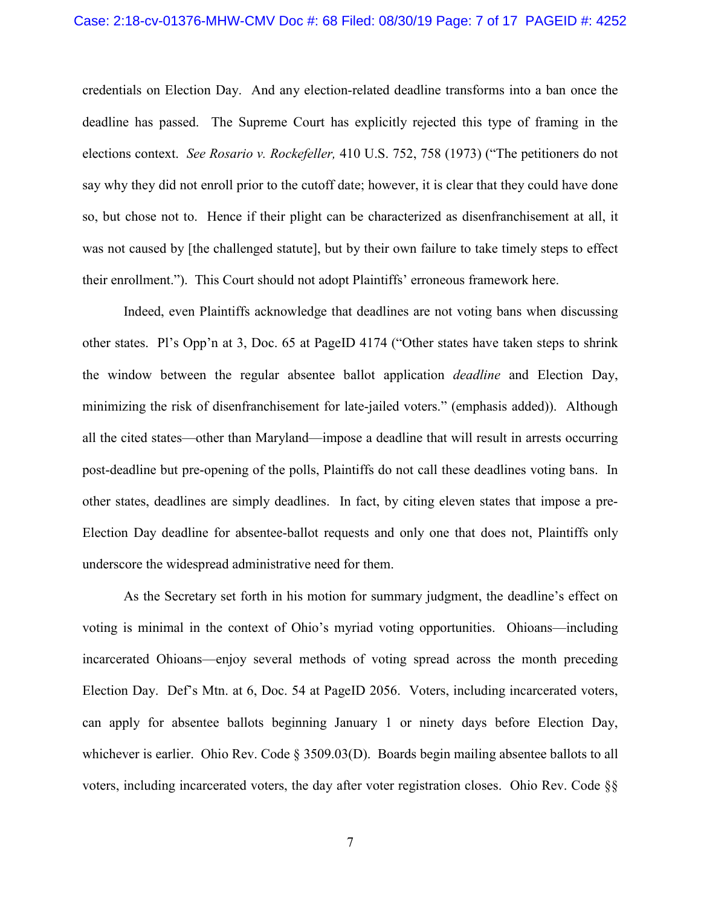credentials on Election Day. And any election-related deadline transforms into a ban once the deadline has passed. The Supreme Court has explicitly rejected this type of framing in the elections context. *See Rosario v. Rockefeller,* 410 U.S. 752, 758 (1973) ("The petitioners do not say why they did not enroll prior to the cutoff date; however, it is clear that they could have done so, but chose not to. Hence if their plight can be characterized as disenfranchisement at all, it was not caused by [the challenged statute], but by their own failure to take timely steps to effect their enrollment."). This Court should not adopt Plaintiffs' erroneous framework here.

Indeed, even Plaintiffs acknowledge that deadlines are not voting bans when discussing other states. Pl's Opp'n at 3, Doc. 65 at PageID 4174 ("Other states have taken steps to shrink the window between the regular absentee ballot application *deadline* and Election Day, minimizing the risk of disenfranchisement for late-jailed voters." (emphasis added)). Although all the cited states—other than Maryland—impose a deadline that will result in arrests occurring post-deadline but pre-opening of the polls, Plaintiffs do not call these deadlines voting bans. In other states, deadlines are simply deadlines. In fact, by citing eleven states that impose a pre-Election Day deadline for absentee-ballot requests and only one that does not, Plaintiffs only underscore the widespread administrative need for them.

As the Secretary set forth in his motion for summary judgment, the deadline's effect on voting is minimal in the context of Ohio's myriad voting opportunities. Ohioans—including incarcerated Ohioans—enjoy several methods of voting spread across the month preceding Election Day. Def's Mtn. at 6, Doc. 54 at PageID 2056. Voters, including incarcerated voters, can apply for absentee ballots beginning January 1 or ninety days before Election Day, whichever is earlier. Ohio Rev. Code § 3509.03(D). Boards begin mailing absentee ballots to all voters, including incarcerated voters, the day after voter registration closes. Ohio Rev. Code §§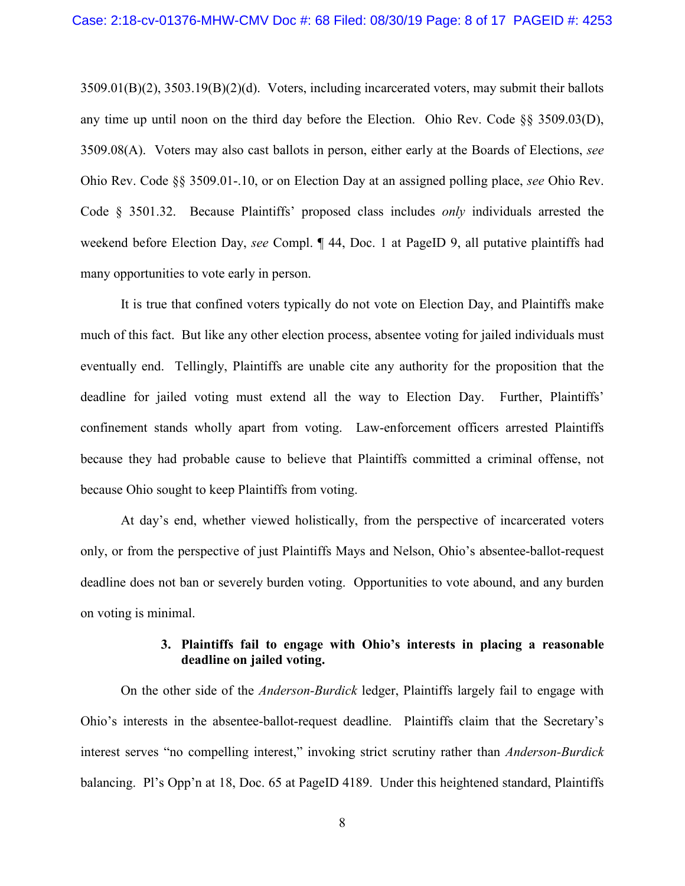3509.01(B)(2), 3503.19(B)(2)(d). Voters, including incarcerated voters, may submit their ballots any time up until noon on the third day before the Election. Ohio Rev. Code §§ 3509.03(D), 3509.08(A). Voters may also cast ballots in person, either early at the Boards of Elections, *see* Ohio Rev. Code §§ 3509.01-.10, or on Election Day at an assigned polling place, *see* Ohio Rev. Code § 3501.32. Because Plaintiffs' proposed class includes *only* individuals arrested the weekend before Election Day, *see* Compl. ¶ 44, Doc. 1 at PageID 9, all putative plaintiffs had many opportunities to vote early in person.

It is true that confined voters typically do not vote on Election Day, and Plaintiffs make much of this fact. But like any other election process, absentee voting for jailed individuals must eventually end. Tellingly, Plaintiffs are unable cite any authority for the proposition that the deadline for jailed voting must extend all the way to Election Day. Further, Plaintiffs' confinement stands wholly apart from voting. Law-enforcement officers arrested Plaintiffs because they had probable cause to believe that Plaintiffs committed a criminal offense, not because Ohio sought to keep Plaintiffs from voting.

At day's end, whether viewed holistically, from the perspective of incarcerated voters only, or from the perspective of just Plaintiffs Mays and Nelson, Ohio's absentee-ballot-request deadline does not ban or severely burden voting. Opportunities to vote abound, and any burden on voting is minimal.

### 3. Plaintiffs fail to engage with Ohio's interests in placing a reasonable deadline on jailed voting.

On the other side of the *Anderson-Burdick* ledger, Plaintiffs largely fail to engage with Ohio's interests in the absentee-ballot-request deadline. Plaintiffs claim that the Secretary's interest serves "no compelling interest," invoking strict scrutiny rather than *Anderson-Burdick* balancing. Pl's Opp'n at 18, Doc. 65 at PageID 4189. Under this heightened standard, Plaintiffs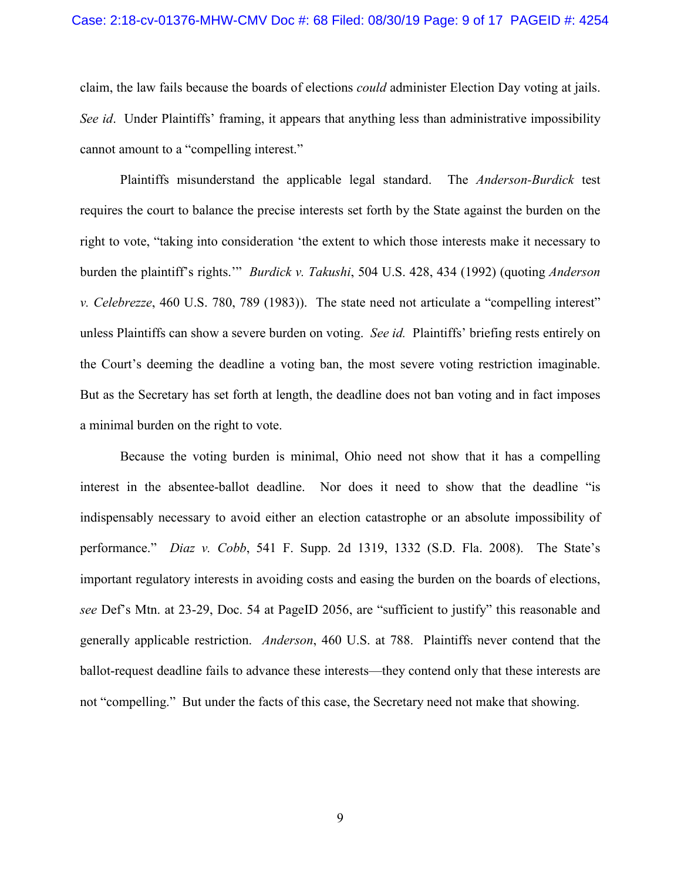claim, the law fails because the boards of elections *could* administer Election Day voting at jails. *See id*. Under Plaintiffs' framing, it appears that anything less than administrative impossibility cannot amount to a "compelling interest."

Plaintiffs misunderstand the applicable legal standard. The *Anderson-Burdick* test requires the court to balance the precise interests set forth by the State against the burden on the right to vote, "taking into consideration 'the extent to which those interests make it necessary to burden the plaintiff's rights.'" *Burdick v. Takushi*, 504 U.S. 428, 434 (1992) (quoting *Anderson v. Celebrezze*, 460 U.S. 780, 789 (1983)). The state need not articulate a "compelling interest" unless Plaintiffs can show a severe burden on voting. *See id.* Plaintiffs' briefing rests entirely on the Court's deeming the deadline a voting ban, the most severe voting restriction imaginable. But as the Secretary has set forth at length, the deadline does not ban voting and in fact imposes a minimal burden on the right to vote.

Because the voting burden is minimal, Ohio need not show that it has a compelling interest in the absentee-ballot deadline. Nor does it need to show that the deadline "is indispensably necessary to avoid either an election catastrophe or an absolute impossibility of performance." *Diaz v. Cobb*, 541 F. Supp. 2d 1319, 1332 (S.D. Fla. 2008). The State's important regulatory interests in avoiding costs and easing the burden on the boards of elections, *see* Def's Mtn. at 23-29, Doc. 54 at PageID 2056, are "sufficient to justify" this reasonable and generally applicable restriction. *Anderson*, 460 U.S. at 788. Plaintiffs never contend that the ballot-request deadline fails to advance these interests—they contend only that these interests are not "compelling." But under the facts of this case, the Secretary need not make that showing.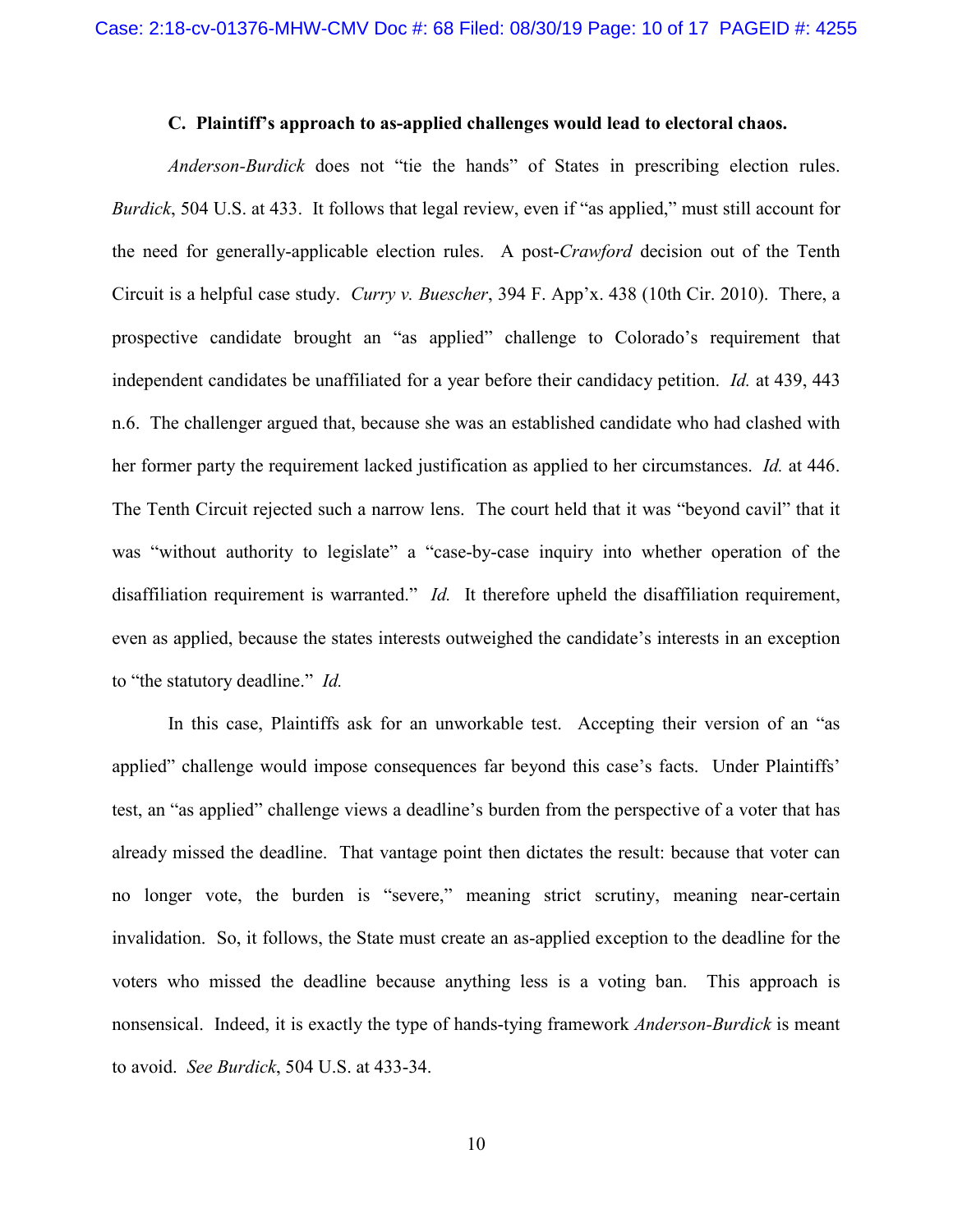### C. Plaintiff's approach to as-applied challenges would lead to electoral chaos.

*Anderson-Burdick* does not "tie the hands" of States in prescribing election rules. *Burdick*, 504 U.S. at 433. It follows that legal review, even if "as applied," must still account for the need for generally-applicable election rules. A post-*Crawford* decision out of the Tenth Circuit is a helpful case study. *Curry v. Buescher*, 394 F. App'x. 438 (10th Cir. 2010). There, a prospective candidate brought an "as applied" challenge to Colorado's requirement that independent candidates be unaffiliated for a year before their candidacy petition. *Id.* at 439, 443 n.6. The challenger argued that, because she was an established candidate who had clashed with her former party the requirement lacked justification as applied to her circumstances. *Id.* at 446. The Tenth Circuit rejected such a narrow lens. The court held that it was "beyond cavil" that it was "without authority to legislate" a "case-by-case inquiry into whether operation of the disaffiliation requirement is warranted." *Id.* It therefore upheld the disaffiliation requirement, even as applied, because the states interests outweighed the candidate's interests in an exception to "the statutory deadline." *Id.*

In this case, Plaintiffs ask for an unworkable test. Accepting their version of an "as applied" challenge would impose consequences far beyond this case's facts. Under Plaintiffs' test, an "as applied" challenge views a deadline's burden from the perspective of a voter that has already missed the deadline. That vantage point then dictates the result: because that voter can no longer vote, the burden is "severe," meaning strict scrutiny, meaning near-certain invalidation. So, it follows, the State must create an as-applied exception to the deadline for the voters who missed the deadline because anything less is a voting ban. This approach is nonsensical. Indeed, it is exactly the type of hands-tying framework *Anderson-Burdick* is meant to avoid. *See Burdick*, 504 U.S. at 433-34.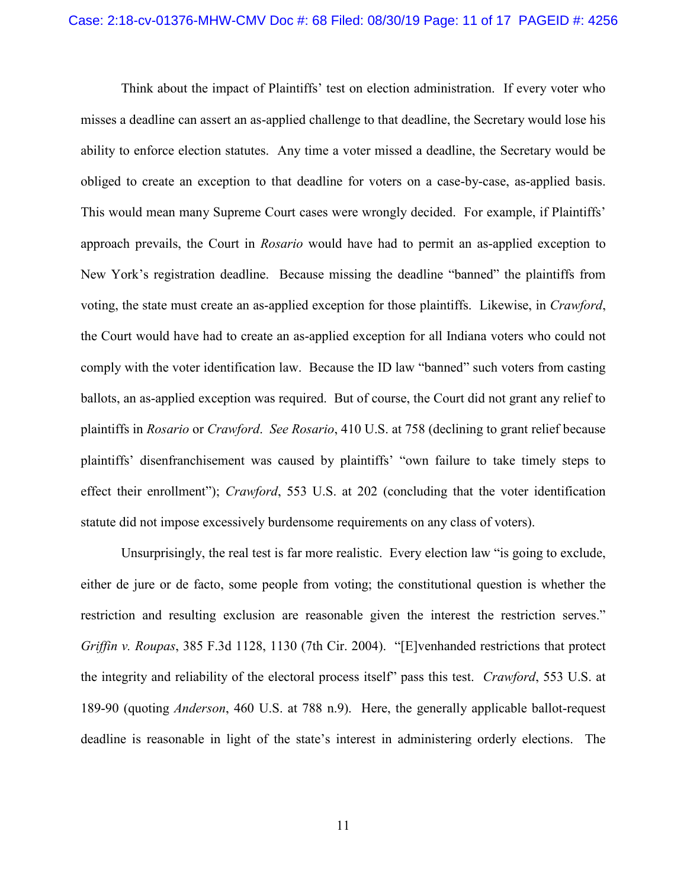Think about the impact of Plaintiffs' test on election administration. If every voter who misses a deadline can assert an as-applied challenge to that deadline, the Secretary would lose his ability to enforce election statutes. Any time a voter missed a deadline, the Secretary would be obliged to create an exception to that deadline for voters on a case-by-case, as-applied basis. This would mean many Supreme Court cases were wrongly decided. For example, if Plaintiffs' approach prevails, the Court in *Rosario* would have had to permit an as-applied exception to New York's registration deadline. Because missing the deadline "banned" the plaintiffs from voting, the state must create an as-applied exception for those plaintiffs. Likewise, in *Crawford*, the Court would have had to create an as-applied exception for all Indiana voters who could not comply with the voter identification law. Because the ID law "banned" such voters from casting ballots, an as-applied exception was required. But of course, the Court did not grant any relief to plaintiffs in *Rosario* or *Crawford*. *See Rosario*, 410 U.S. at 758 (declining to grant relief because plaintiffs' disenfranchisement was caused by plaintiffs' "own failure to take timely steps to effect their enrollment"); *Crawford*, 553 U.S. at 202 (concluding that the voter identification statute did not impose excessively burdensome requirements on any class of voters).

Unsurprisingly, the real test is far more realistic. Every election law "is going to exclude, either de jure or de facto, some people from voting; the constitutional question is whether the restriction and resulting exclusion are reasonable given the interest the restriction serves." *Griffin v. Roupas*, 385 F.3d 1128, 1130 (7th Cir. 2004). "[E]venhanded restrictions that protect the integrity and reliability of the electoral process itself" pass this test. *Crawford*, 553 U.S. at 189-90 (quoting *Anderson*, 460 U.S. at 788 n.9). Here, the generally applicable ballot-request deadline is reasonable in light of the state's interest in administering orderly elections. The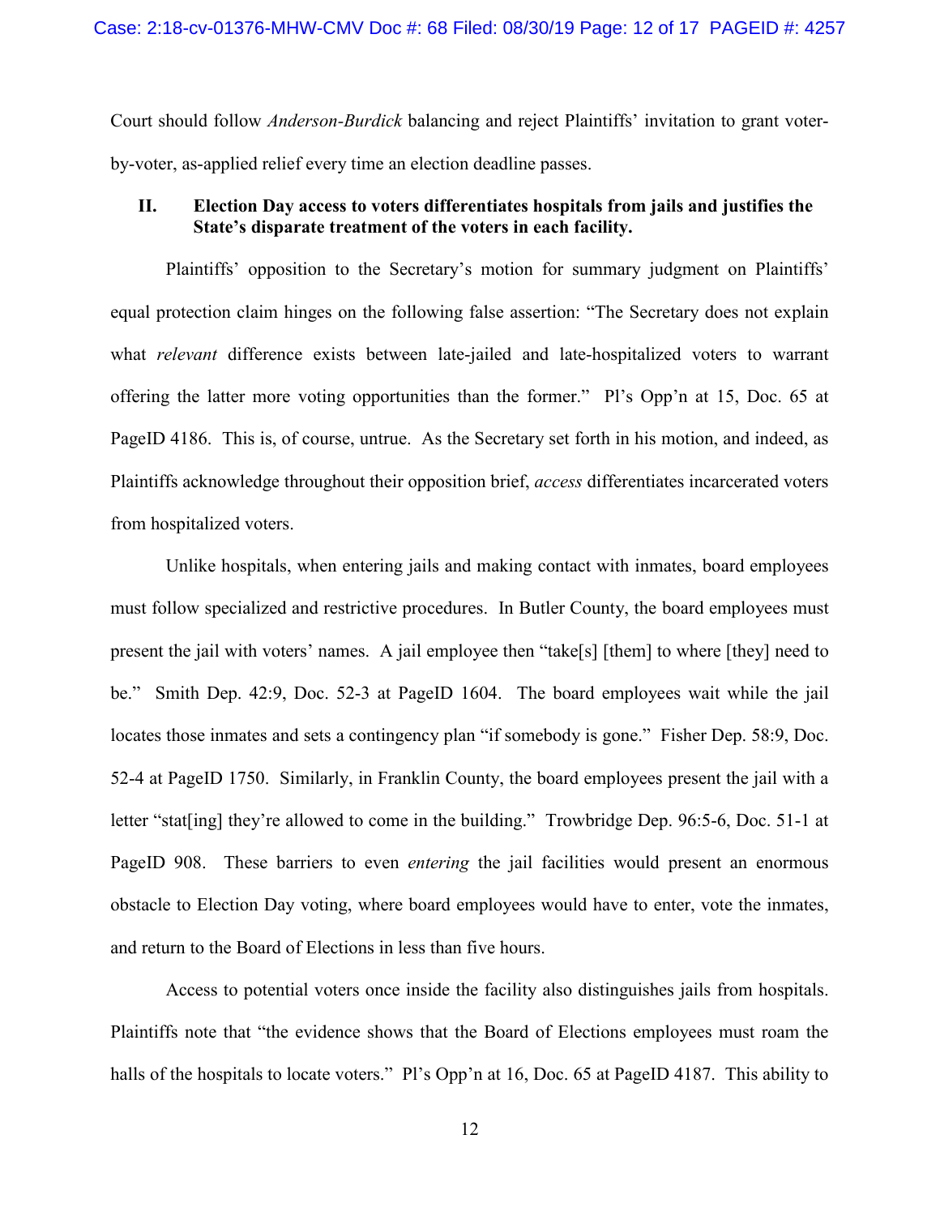Court should follow *Anderson-Burdick* balancing and reject Plaintiffs' invitation to grant voter-by-voter, as-applied relief every time an election deadline passes.

## II. Election Day access to voters differentiates hospitals from jails and justifies the State's disparate treatment of the voters in each facility.

Plaintiffs' opposition to the Secretary's motion for summary judgment on Plaintiffs' equal protection claim hinges on the following false assertion: "The Secretary does not explain what *relevant* difference exists between late-jailed and late-hospitalized voters to warrant offering the latter more voting opportunities than the former." Pl's Opp'n at 15, Doc. 65 at PageID 4186. This is, of course, untrue. As the Secretary set forth in his motion, and indeed, as Plaintiffs acknowledge throughout their opposition brief, *access* differentiates incarcerated voters from hospitalized voters.

Unlike hospitals, when entering jails and making contact with inmates, board employees must follow specialized and restrictive procedures. In Butler County, the board employees must present the jail with voters' names. A jail employee then "take[s] [them] to where [they] need to be." Smith Dep. 42:9, Doc. 52-3 at PageID 1604. The board employees wait while the jail locates those inmates and sets a contingency plan "if somebody is gone." Fisher Dep. 58:9, Doc. 52-4 at PageID 1750. Similarly, in Franklin County, the board employees present the jail with a letter "stat[ing] they're allowed to come in the building." Trowbridge Dep. 96:5-6, Doc. 51-1 at PageID 908. These barriers to even *entering* the jail facilities would present an enormous obstacle to Election Day voting, where board employees would have to enter, vote the inmates, and return to the Board of Elections in less than five hours.

Access to potential voters once inside the facility also distinguishes jails from hospitals. Plaintiffs note that "the evidence shows that the Board of Elections employees must roam the halls of the hospitals to locate voters." Pl's Opp'n at 16, Doc. 65 at PageID 4187. This ability to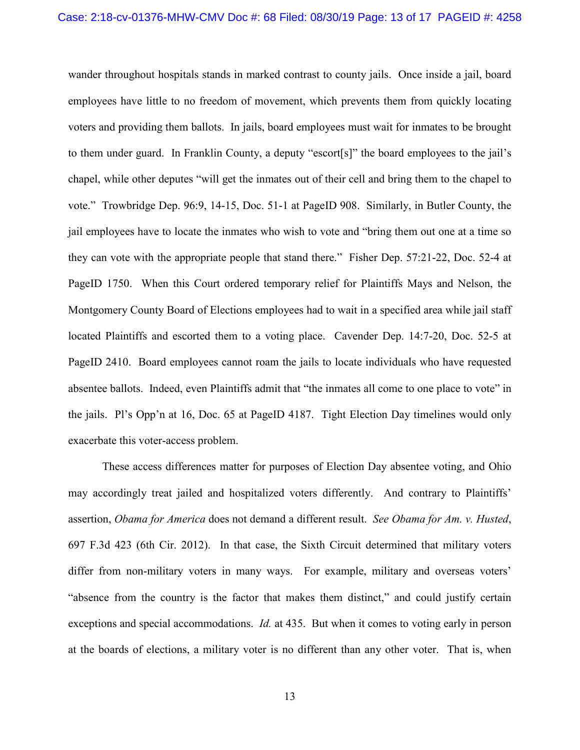wander throughout hospitals stands in marked contrast to county jails. Once inside a jail, board employees have little to no freedom of movement, which prevents them from quickly locating voters and providing them ballots. In jails, board employees must wait for inmates to be brought to them under guard. In Franklin County, a deputy "escort[s]" the board employees to the jail's chapel, while other deputes "will get the inmates out of their cell and bring them to the chapel to vote." Trowbridge Dep. 96:9, 14-15, Doc. 51-1 at PageID 908. Similarly, in Butler County, the jail employees have to locate the inmates who wish to vote and "bring them out one at a time so they can vote with the appropriate people that stand there." Fisher Dep. 57:21-22, Doc. 52-4 at PageID 1750. When this Court ordered temporary relief for Plaintiffs Mays and Nelson, the Montgomery County Board of Elections employees had to wait in a specified area while jail staff located Plaintiffs and escorted them to a voting place. Cavender Dep. 14:7-20, Doc. 52-5 at PageID 2410. Board employees cannot roam the jails to locate individuals who have requested absentee ballots. Indeed, even Plaintiffs admit that "the inmates all come to one place to vote" in the jails. Pl's Opp'n at 16, Doc. 65 at PageID 4187. Tight Election Day timelines would only exacerbate this voter-access problem.

These access differences matter for purposes of Election Day absentee voting, and Ohio may accordingly treat jailed and hospitalized voters differently. And contrary to Plaintiffs' assertion, *Obama for America* does not demand a different result. *See Obama for Am. v. Husted*, 697 F.3d 423 (6th Cir. 2012). In that case, the Sixth Circuit determined that military voters differ from non-military voters in many ways. For example, military and overseas voters' "absence from the country is the factor that makes them distinct," and could justify certain exceptions and special accommodations. *Id.* at 435. But when it comes to voting early in person at the boards of elections, a military voter is no different than any other voter. That is, when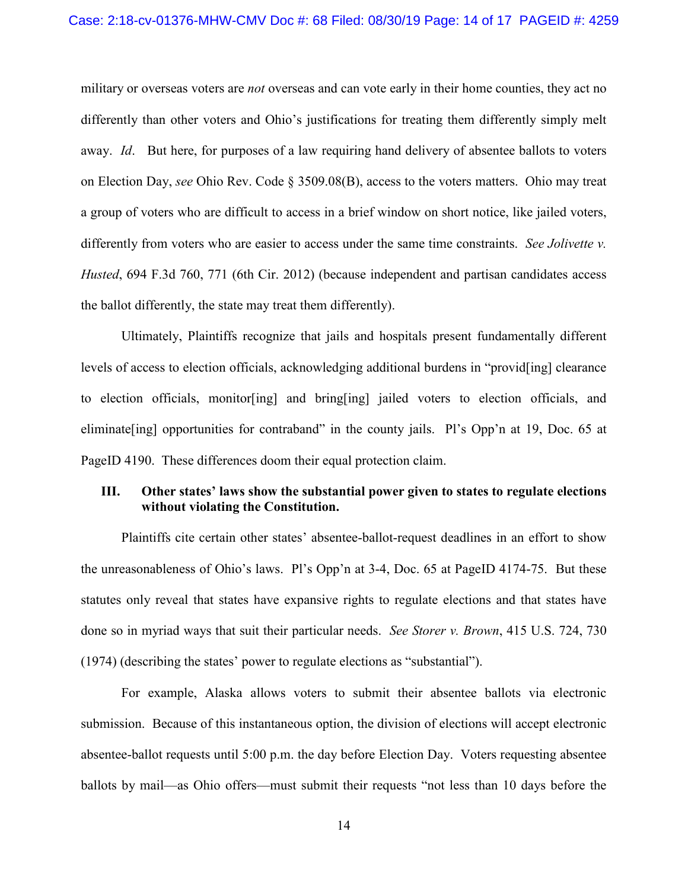military or overseas voters are *not* overseas and can vote early in their home counties, they act no differently than other voters and Ohio's justifications for treating them differently simply melt away. *Id*. But here, for purposes of a law requiring hand delivery of absentee ballots to voters on Election Day, *see* Ohio Rev. Code § 3509.08(B), access to the voters matters. Ohio may treat a group of voters who are difficult to access in a brief window on short notice, like jailed voters, differently from voters who are easier to access under the same time constraints. *See Jolivette v. Husted*, 694 F.3d 760, 771 (6th Cir. 2012) (because independent and partisan candidates access the ballot differently, the state may treat them differently).

Ultimately, Plaintiffs recognize that jails and hospitals present fundamentally different levels of access to election officials, acknowledging additional burdens in "provid[ing] clearance to election officials, monitor[ing] and bring[ing] jailed voters to election officials, and eliminate[ing] opportunities for contraband" in the county jails. Pl's Opp'n at 19, Doc. 65 at PageID 4190. These differences doom their equal protection claim.

### III. Other states' laws show the substantial power given to states to regulate elections without violating the Constitution.

Plaintiffs cite certain other states' absentee-ballot-request deadlines in an effort to show the unreasonableness of Ohio's laws. Pl's Opp'n at 3-4, Doc. 65 at PageID 4174-75. But these statutes only reveal that states have expansive rights to regulate elections and that states have done so in myriad ways that suit their particular needs. *See Storer v. Brown*, 415 U.S. 724, 730 (1974) (describing the states' power to regulate elections as "substantial").

For example, Alaska allows voters to submit their absentee ballots via electronic submission. Because of this instantaneous option, the division of elections will accept electronic absentee-ballot requests until 5:00 p.m. the day before Election Day. Voters requesting absentee ballots by mail—as Ohio offers—must submit their requests "not less than 10 days before the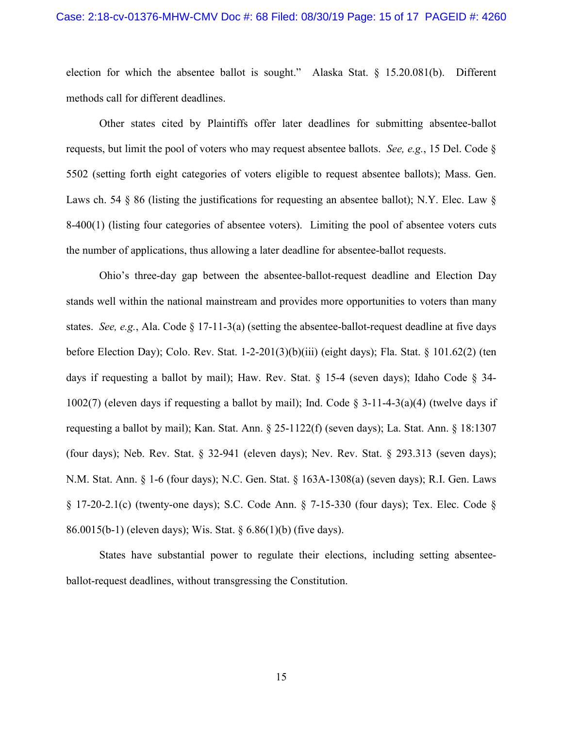election for which the absentee ballot is sought." Alaska Stat. § 15.20.081(b). Different methods call for different deadlines.

Other states cited by Plaintiffs offer later deadlines for submitting absentee-ballot requests, but limit the pool of voters who may request absentee ballots. *See, e.g.*, 15 Del. Code § 5502 (setting forth eight categories of voters eligible to request absentee ballots); Mass. Gen. Laws ch. 54 § 86 (listing the justifications for requesting an absentee ballot); N.Y. Elec. Law § 8-400(1) (listing four categories of absentee voters). Limiting the pool of absentee voters cuts the number of applications, thus allowing a later deadline for absentee-ballot requests.

Ohio's three-day gap between the absentee-ballot-request deadline and Election Day stands well within the national mainstream and provides more opportunities to voters than many states. *See, e.g.*, Ala. Code § 17-11-3(a) (setting the absentee-ballot-request deadline at five days before Election Day); Colo. Rev. Stat. 1-2-201(3)(b)(iii) (eight days); Fla. Stat. § 101.62(2) (ten days if requesting a ballot by mail); Haw. Rev. Stat. § 15-4 (seven days); Idaho Code § 34-1002(7) (eleven days if requesting a ballot by mail); Ind. Code § 3-11-4-3(a)(4) (twelve days if requesting a ballot by mail); Kan. Stat. Ann. § 25-1122(f) (seven days); La. Stat. Ann. § 18:1307 (four days); Neb. Rev. Stat. § 32-941 (eleven days); Nev. Rev. Stat. § 293.313 (seven days); N.M. Stat. Ann. § 1-6 (four days); N.C. Gen. Stat. § 163A-1308(a) (seven days); R.I. Gen. Laws § 17-20-2.1(c) (twenty-one days); S.C. Code Ann. § 7-15-330 (four days); Tex. Elec. Code § 86.0015(b-1) (eleven days); Wis. Stat. § 6.86(1)(b) (five days).

States have substantial power to regulate their elections, including setting absentee-ballot-request deadlines, without transgressing the Constitution.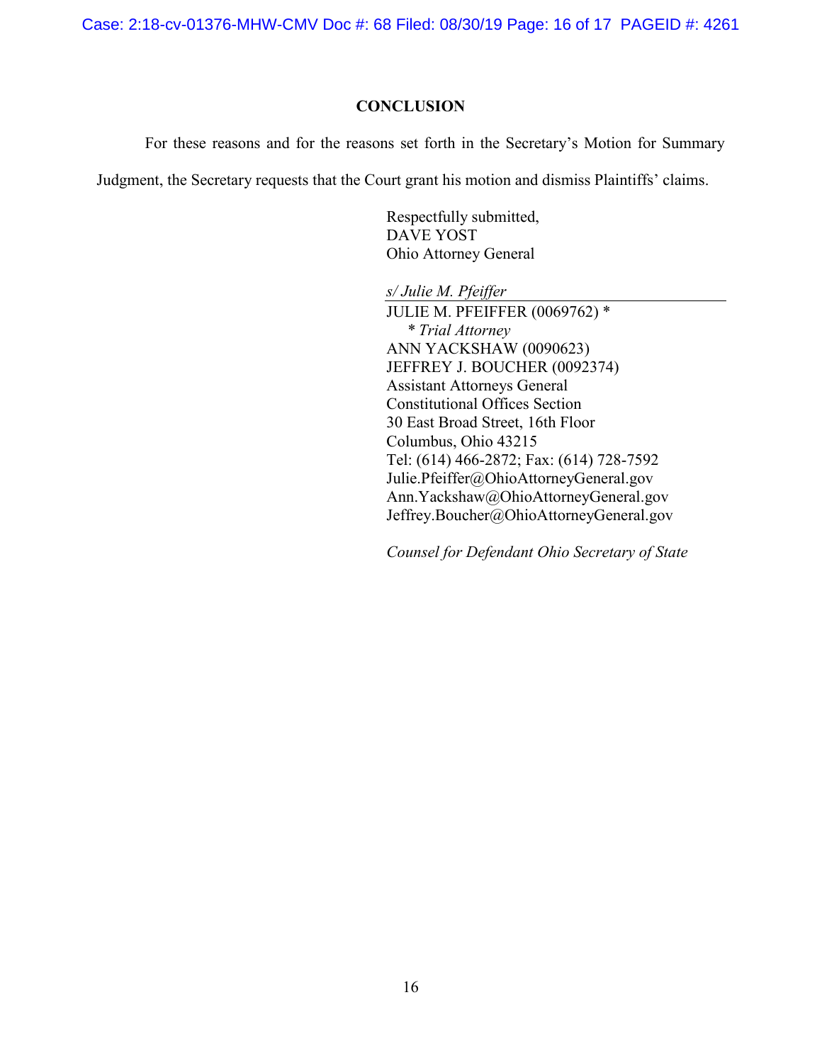## CONCLUSION

For these reasons and for the reasons set forth in the Secretary's Motion for Summary Judgment, the Secretary requests that the Court grant his motion and dismiss Plaintiffs' claims.

Respectfully submitted,
DAVE YOST
Ohio Attorney General

*s/ Julie M. Pfeiffer*
JULIE M. PFEIFFER (0069762) *
  * *Trial Attorney*
ANN YACKSHAW (0090623)
JEFFREY J. BOUCHER (0092374)
Assistant Attorneys General
Constitutional Offices Section
30 East Broad Street, 16th Floor
Columbus, Ohio 43215
Tel: (614) 466-2872; Fax: (614) 728-7592
Julie.Pfeiffer@OhioAttorneyGeneral.gov
Ann.Yackshaw@OhioAttorneyGeneral.gov
Jeffrey.Boucher@OhioAttorneyGeneral.gov

*Counsel for Defendant Ohio Secretary of State*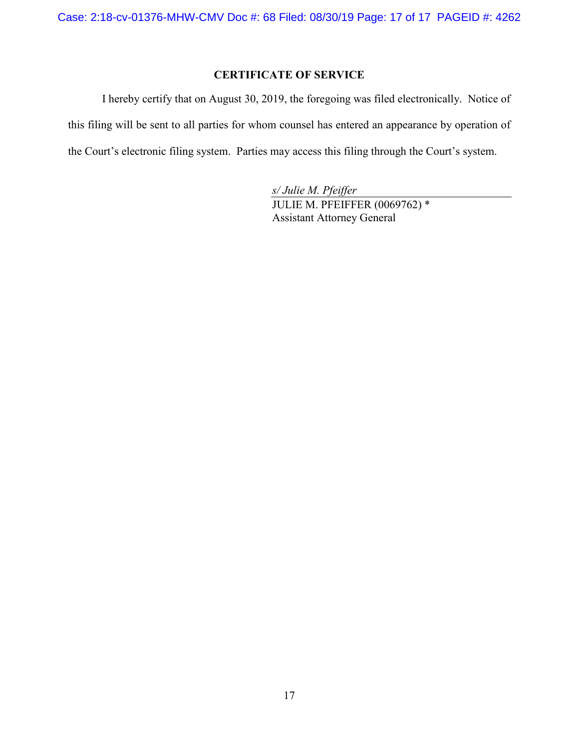## CERTIFICATE OF SERVICE

I hereby certify that on August 30, 2019, the foregoing was filed electronically. Notice of this filing will be sent to all parties for whom counsel has entered an appearance by operation of the Court's electronic filing system. Parties may access this filing through the Court's system.

*s/ Julie M. Pfeiffer*
JULIE M. PFEIFFER (0069762) *
Assistant Attorney General